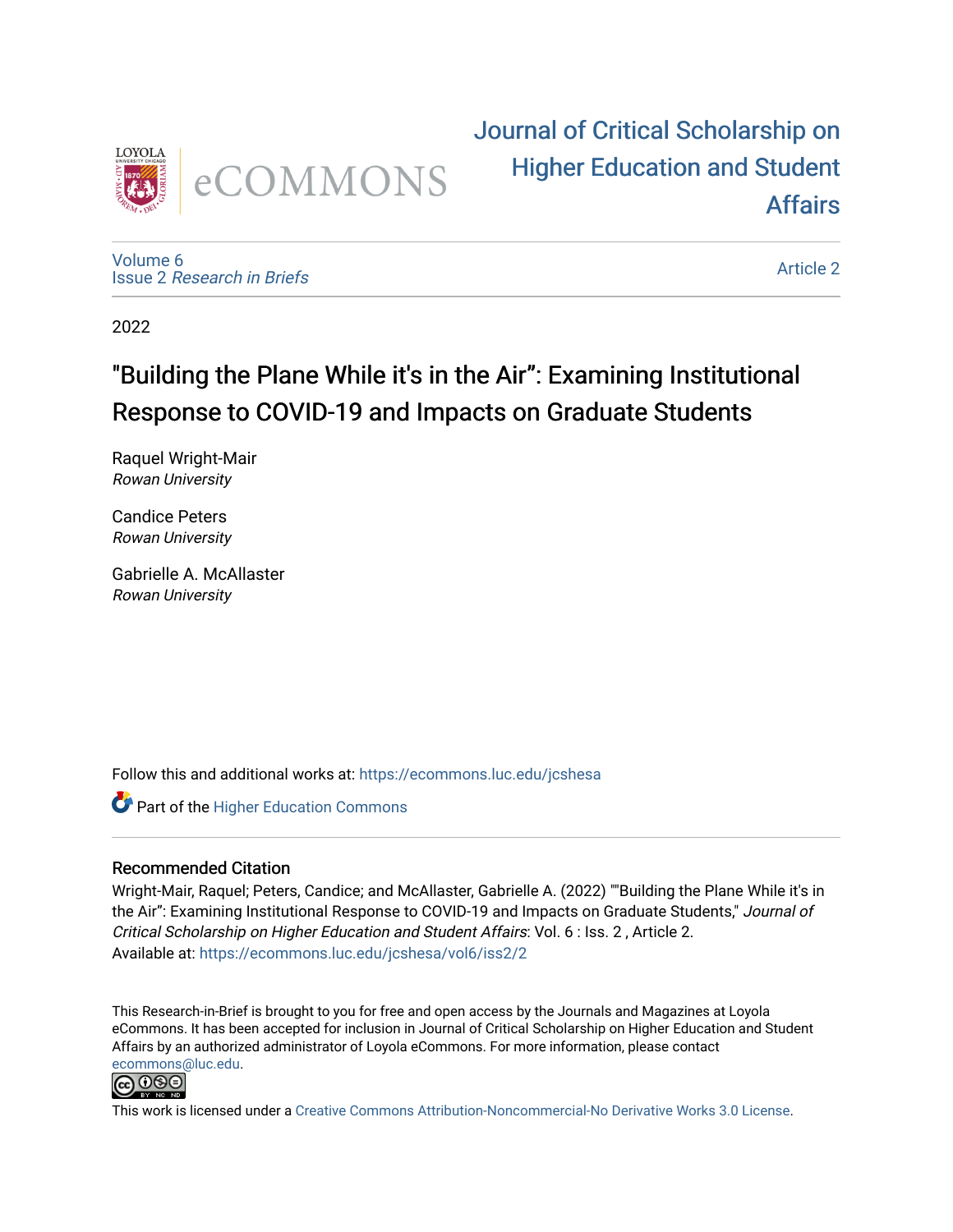# Journal of Critical Scholarship on Higher Education and Student Affairs

Volume 6
Issue 2 *Research in Briefs*

Article 2

2022

## "Building the Plane While it's in the Air": Examining Institutional Response to COVID-19 and Impacts on Graduate Students

Raquel Wright-Mair
*Rowan University*

Candice Peters
*Rowan University*

Gabrielle A. McAllaster
*Rowan University*

Follow this and additional works at: https://ecommons.luc.edu/jcshesa

Part of the Higher Education Commons

### Recommended Citation

Wright-Mair, Raquel; Peters, Candice; and McAllaster, Gabrielle A. (2022) ""Building the Plane While it's in the Air": Examining Institutional Response to COVID-19 and Impacts on Graduate Students," *Journal of Critical Scholarship on Higher Education and Student Affairs*: Vol. 6 : Iss. 2 , Article 2.
Available at: https://ecommons.luc.edu/jcshesa/vol6/iss2/2

This Research-in-Brief is brought to you for free and open access by the Journals and Magazines at Loyola eCommons. It has been accepted for inclusion in Journal of Critical Scholarship on Higher Education and Student Affairs by an authorized administrator of Loyola eCommons. For more information, please contact ecommons@luc.edu.

This work is licensed under a Creative Commons Attribution-Noncommercial-No Derivative Works 3.0 License.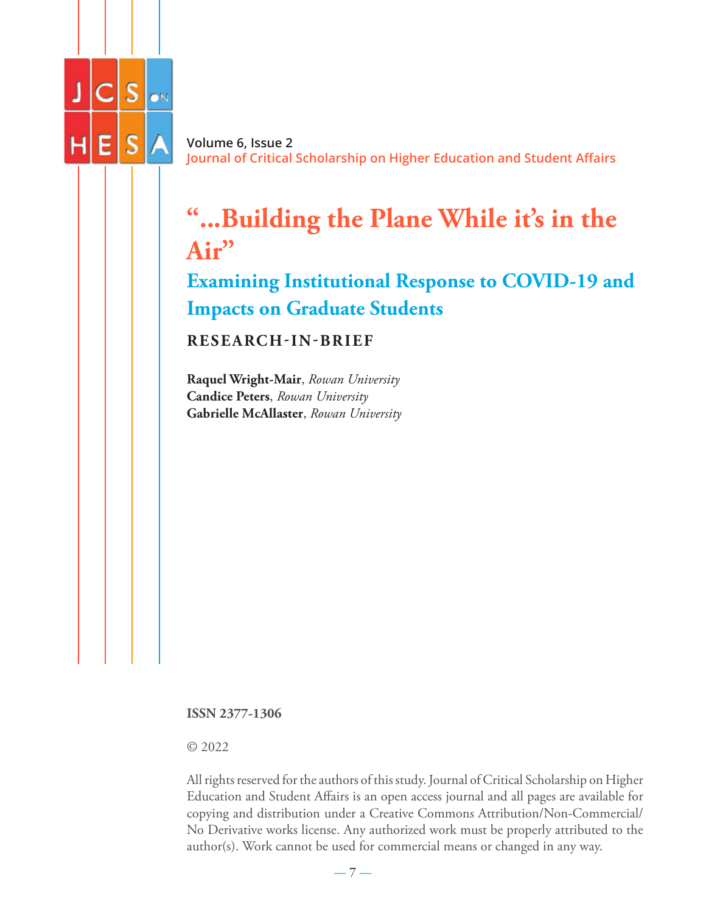# "...Building the Plane While it's in the Air"

## Examining Institutional Response to COVID-19 and Impacts on Graduate Students

### RESEARCH-IN-BRIEF

**Raquel Wright-Mair**, *Rowan University*
**Candice Peters**, *Rowan University*
**Gabrielle McAllaster**, *Rowan University*

**ISSN 2377-1306**

© 2022

All rights reserved for the authors of this study. Journal of Critical Scholarship on Higher Education and Student Affairs is an open access journal and all pages are available for copying and distribution under a Creative Commons Attribution/Non-Commercial/No Derivative works license. Any authorized work must be properly attributed to the author(s). Work cannot be used for commercial means or changed in any way.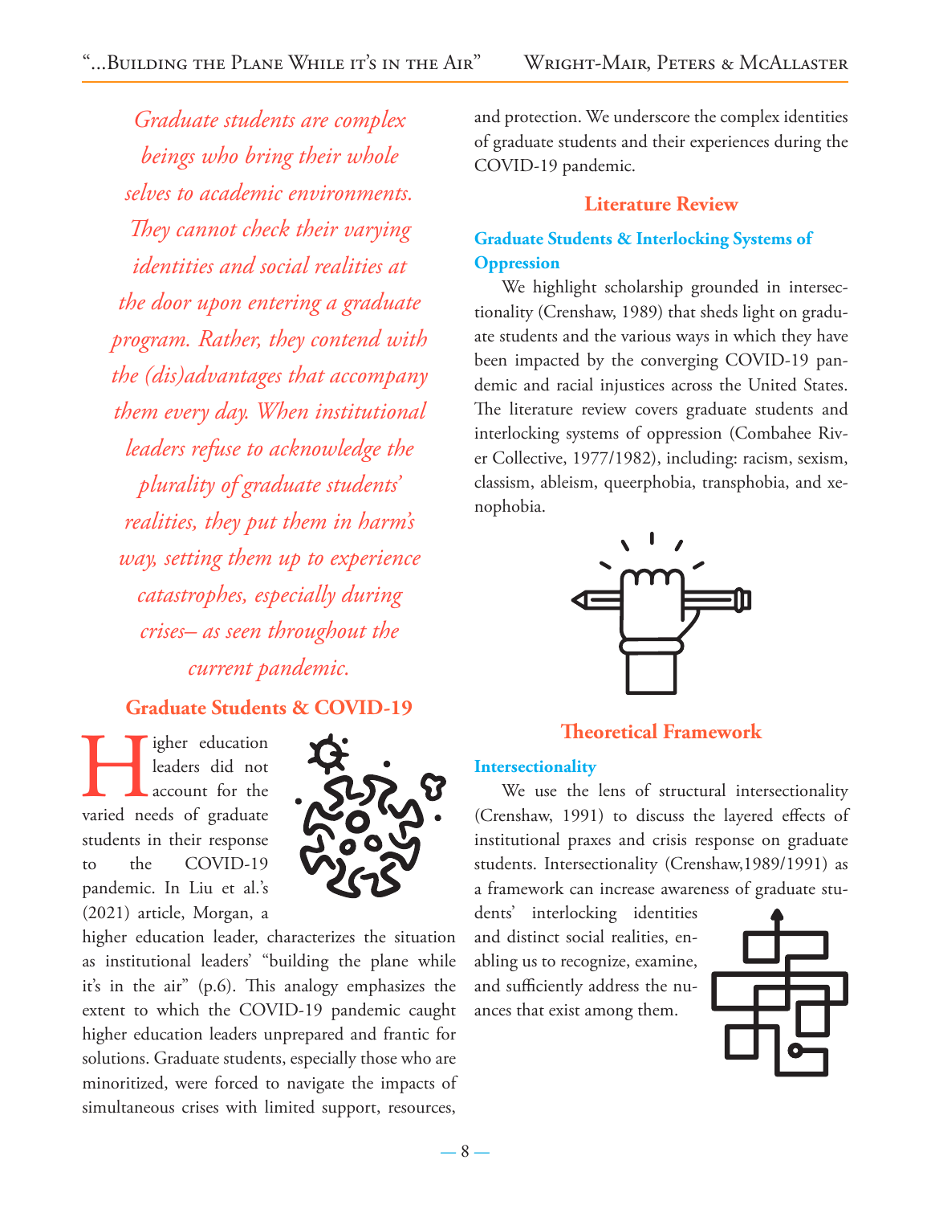*Graduate students are complex beings who bring their whole selves to academic environments. They cannot check their varying identities and social realities at the door upon entering a graduate program. Rather, they contend with the (dis)advantages that accompany them every day. When institutional leaders refuse to acknowledge the plurality of graduate students' realities, they put them in harm's way, setting them up to experience catastrophes, especially during crises– as seen throughout the current pandemic.*

## Graduate Students & COVID-19

Higher education leaders did not account for the varied needs of graduate students in their response to the COVID-19 pandemic. In Liu et al.'s (2021) article, Morgan, a higher education leader, characterizes the situation as institutional leaders' "building the plane while it's in the air" (p.6). This analogy emphasizes the extent to which the COVID-19 pandemic caught higher education leaders unprepared and frantic for solutions. Graduate students, especially those who are minoritized, were forced to navigate the impacts of simultaneous crises with limited support, resources, and protection. We underscore the complex identities of graduate students and their experiences during the COVID-19 pandemic.

## Literature Review

### Graduate Students & Interlocking Systems of Oppression

We highlight scholarship grounded in intersectionality (Crenshaw, 1989) that sheds light on graduate students and the various ways in which they have been impacted by the converging COVID-19 pandemic and racial injustices across the United States. The literature review covers graduate students and interlocking systems of oppression (Combahee River Collective, 1977/1982), including: racism, sexism, classism, ableism, queerphobia, transphobia, and xenophobia.

## Theoretical Framework

### Intersectionality

We use the lens of structural intersectionality (Crenshaw, 1991) to discuss the layered effects of institutional praxes and crisis response on graduate students. Intersectionality (Crenshaw,1989/1991) as a framework can increase awareness of graduate students' interlocking identities and distinct social realities, enabling us to recognize, examine, and sufficiently address the nuances that exist among them.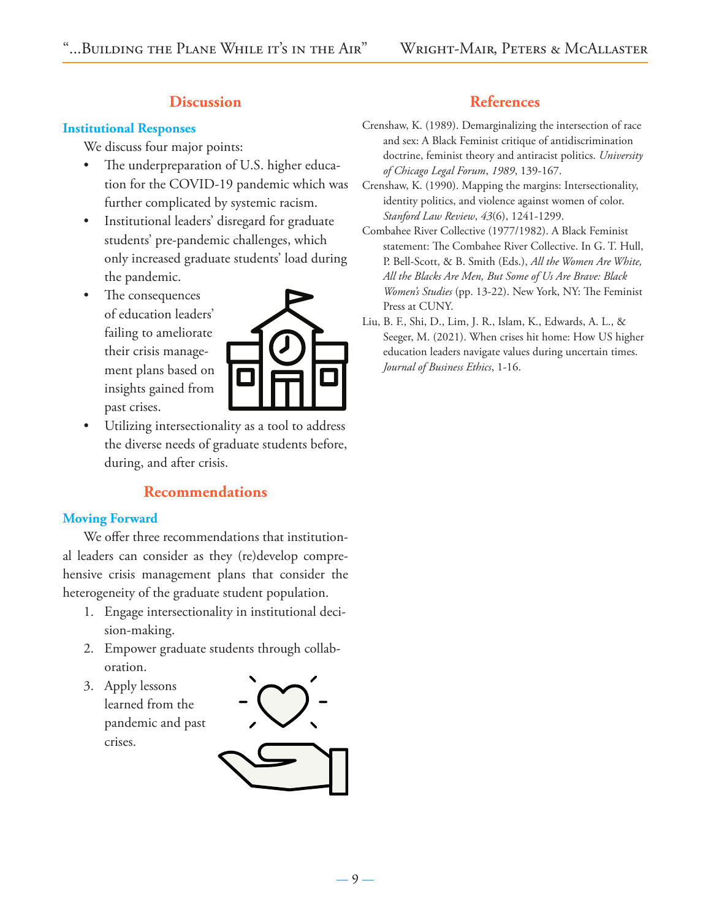## Discussion

### Institutional Responses

We discuss four major points:

- The underpreparation of U.S. higher education for the COVID-19 pandemic which was further complicated by systemic racism.
- Institutional leaders' disregard for graduate students' pre-pandemic challenges, which only increased graduate students' load during the pandemic.
- The consequences of education leaders' failing to ameliorate their crisis management plans based on insights gained from past crises.
- Utilizing intersectionality as a tool to address the diverse needs of graduate students before, during, and after crisis.

## Recommendations

### Moving Forward

We offer three recommendations that institutional leaders can consider as they (re)develop comprehensive crisis management plans that consider the heterogeneity of the graduate student population.

1. Engage intersectionality in institutional decision-making.
2. Empower graduate students through collaboration.
3. Apply lessons learned from the pandemic and past crises.

## References

Crenshaw, K. (1989). Demarginalizing the intersection of race and sex: A Black Feminist critique of antidiscrimination doctrine, feminist theory and antiracist politics. *University of Chicago Legal Forum*, *1989*, 139-167.

Crenshaw, K. (1990). Mapping the margins: Intersectionality, identity politics, and violence against women of color. *Stanford Law Review*, *43*(6), 1241-1299.

Combahee River Collective (1977/1982). A Black Feminist statement: The Combahee River Collective. In G. T. Hull, P. Bell-Scott, & B. Smith (Eds.), *All the Women Are White, All the Blacks Are Men, But Some of Us Are Brave: Black Women's Studies* (pp. 13-22). New York, NY: The Feminist Press at CUNY.

Liu, B. F., Shi, D., Lim, J. R., Islam, K., Edwards, A. L., & Seeger, M. (2021). When crises hit home: How US higher education leaders navigate values during uncertain times. *Journal of Business Ethics*, 1-16.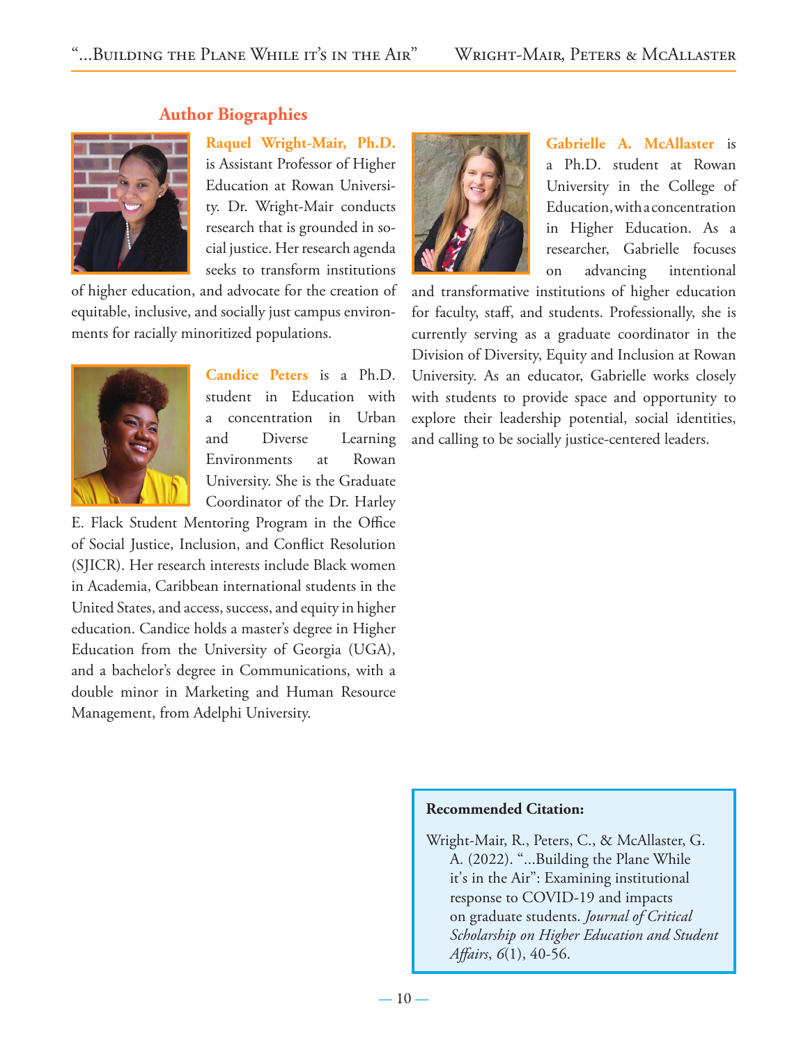## Author Biographies

**Raquel Wright-Mair, Ph.D.** is Assistant Professor of Higher Education at Rowan University. Dr. Wright-Mair conducts research that is grounded in social justice. Her research agenda seeks to transform institutions of higher education, and advocate for the creation of equitable, inclusive, and socially just campus environments for racially minoritized populations.

**Candice Peters** is a Ph.D. student in Education with a concentration in Urban and Diverse Learning Environments at Rowan University. She is the Graduate Coordinator of the Dr. Harley E. Flack Student Mentoring Program in the Office of Social Justice, Inclusion, and Conflict Resolution (SJICR). Her research interests include Black women in Academia, Caribbean international students in the United States, and access, success, and equity in higher education. Candice holds a master's degree in Higher Education from the University of Georgia (UGA), and a bachelor's degree in Communications, with a double minor in Marketing and Human Resource Management, from Adelphi University.

**Gabrielle A. McAllaster** is a Ph.D. student at Rowan University in the College of Education, with a concentration in Higher Education. As a researcher, Gabrielle focuses on advancing intentional and transformative institutions of higher education for faculty, staff, and students. Professionally, she is currently serving as a graduate coordinator in the Division of Diversity, Equity and Inclusion at Rowan University. As an educator, Gabrielle works closely with students to provide space and opportunity to explore their leadership potential, social identities, and calling to be socially justice-centered leaders.

**Recommended Citation:**

Wright-Mair, R., Peters, C., & McAllaster, G. A. (2022). "...Building the Plane While it's in the Air": Examining institutional response to COVID-19 and impacts on graduate students. *Journal of Critical Scholarship on Higher Education and Student Affairs*, *6*(1), 40-56.